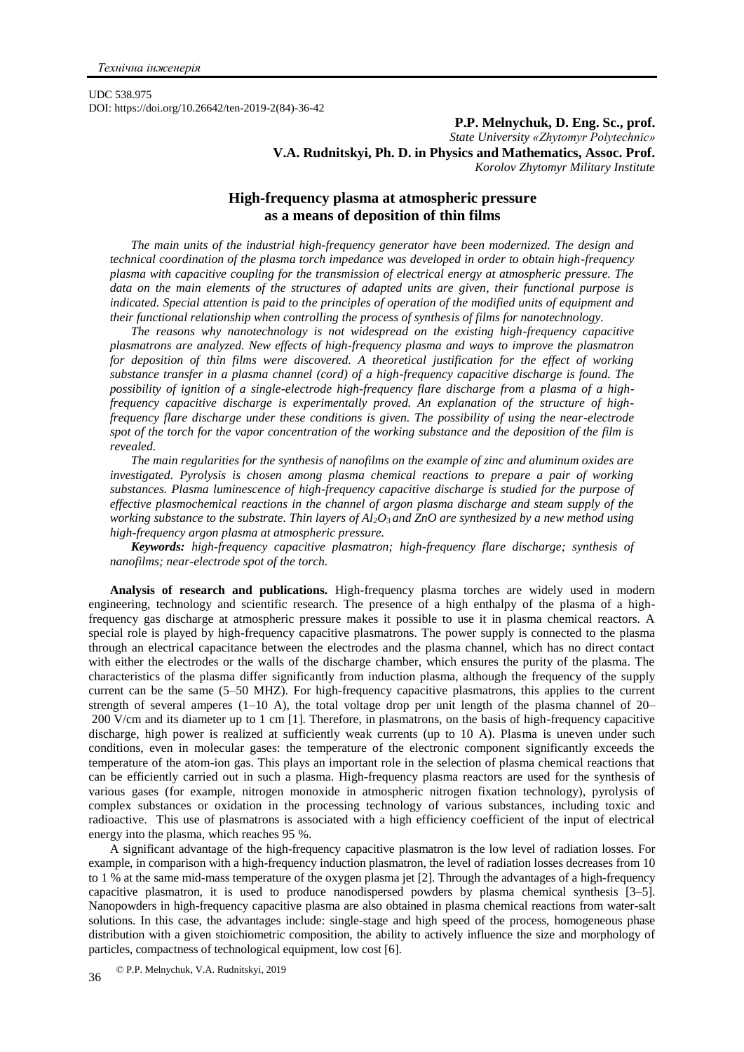UDC 538.975
DOI: https://doi.org/10.26642/ten-2019-2(84)-36-42

**P.P. Melnychuk, D. Eng. Sc., prof.**
*State University «Zhytomyr Polytechnic»*
**V.A. Rudnitskyi, Ph. D. in Physics and Mathematics, Assoc. Prof.**
*Korolov Zhytomyr Military Institute*

# High-frequency plasma at atmospheric pressure as a means of deposition of thin films

*The main units of the industrial high-frequency generator have been modernized. The design and technical coordination of the plasma torch impedance was developed in order to obtain high-frequency plasma with capacitive coupling for the transmission of electrical energy at atmospheric pressure. The data on the main elements of the structures of adapted units are given, their functional purpose is indicated. Special attention is paid to the principles of operation of the modified units of equipment and their functional relationship when controlling the process of synthesis of films for nanotechnology.*

*The reasons why nanotechnology is not widespread on the existing high-frequency capacitive plasmatrons are analyzed. New effects of high-frequency plasma and ways to improve the plasmatron for deposition of thin films were discovered. A theoretical justification for the effect of working substance transfer in a plasma channel (cord) of a high-frequency capacitive discharge is found. The possibility of ignition of a single-electrode high-frequency flare discharge from a plasma of a high-frequency capacitive discharge is experimentally proved. An explanation of the structure of high-frequency flare discharge under these conditions is given. The possibility of using the near-electrode spot of the torch for the vapor concentration of the working substance and the deposition of the film is revealed.*

*The main regularities for the synthesis of nanofilms on the example of zinc and aluminum oxides are investigated. Pyrolysis is chosen among plasma chemical reactions to prepare a pair of working substances. Plasma luminescence of high-frequency capacitive discharge is studied for the purpose of effective plasmochemical reactions in the channel of argon plasma discharge and steam supply of the working substance to the substrate. Thin layers of $Al_2O_3$ and ZnO are synthesized by a new method using high-frequency argon plasma at atmospheric pressure.*

***Keywords:*** *high-frequency capacitive plasmatron; high-frequency flare discharge; synthesis of nanofilms; near-electrode spot of the torch.*

**Analysis of research and publications.** High-frequency plasma torches are widely used in modern engineering, technology and scientific research. The presence of a high enthalpy of the plasma of a high-frequency gas discharge at atmospheric pressure makes it possible to use it in plasma chemical reactors. A special role is played by high-frequency capacitive plasmatrons. The power supply is connected to the plasma through an electrical capacitance between the electrodes and the plasma channel, which has no direct contact with either the electrodes or the walls of the discharge chamber, which ensures the purity of the plasma. The characteristics of the plasma differ significantly from induction plasma, although the frequency of the supply current can be the same (5–50 MHZ). For high-frequency capacitive plasmatrons, this applies to the current strength of several amperes (1–10 A), the total voltage drop per unit length of the plasma channel of 20–200 V/cm and its diameter up to 1 cm [1]. Therefore, in plasmatrons, on the basis of high-frequency capacitive discharge, high power is realized at sufficiently weak currents (up to 10 A). Plasma is uneven under such conditions, even in molecular gases: the temperature of the electronic component significantly exceeds the temperature of the atom-ion gas. This plays an important role in the selection of plasma chemical reactions that can be efficiently carried out in such a plasma. High-frequency plasma reactors are used for the synthesis of various gases (for example, nitrogen monoxide in atmospheric nitrogen fixation technology), pyrolysis of complex substances or oxidation in the processing technology of various substances, including toxic and radioactive. This use of plasmatrons is associated with a high efficiency coefficient of the input of electrical energy into the plasma, which reaches 95 %.

A significant advantage of the high-frequency capacitive plasmatron is the low level of radiation losses. For example, in comparison with a high-frequency induction plasmatron, the level of radiation losses decreases from 10 to 1 % at the same mid-mass temperature of the oxygen plasma jet [2]. Through the advantages of a high-frequency capacitive plasmatron, it is used to produce nanodispersed powders by plasma chemical synthesis [3–5]. Nanopowders in high-frequency capacitive plasma are also obtained in plasma chemical reactions from water-salt solutions. In this case, the advantages include: single-stage and high speed of the process, homogeneous phase distribution with a given stoichiometric composition, the ability to actively influence the size and morphology of particles, compactness of technological equipment, low cost [6].

© P.P. Melnychuk, V.A. Rudnitskyi, 2019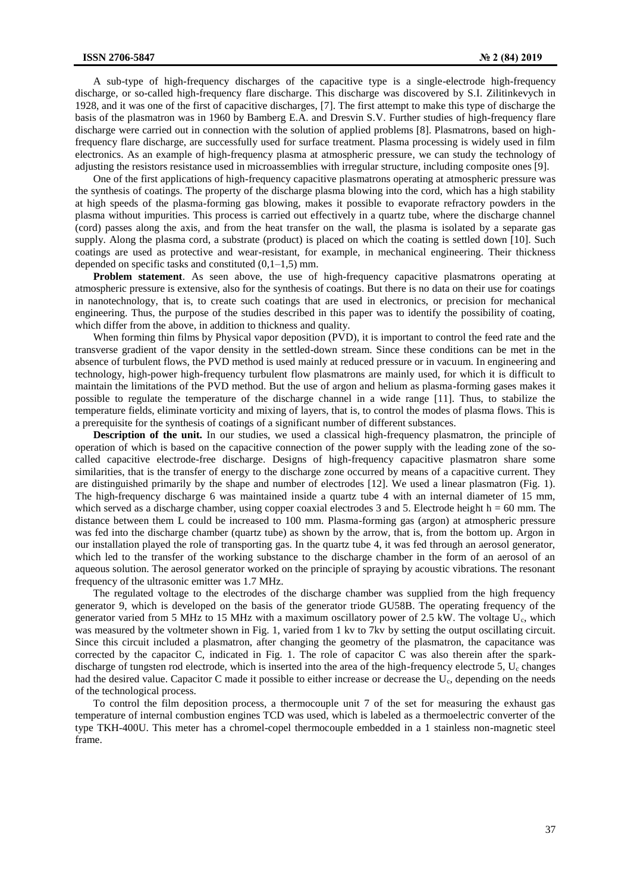A sub-type of high-frequency discharges of the capacitive type is a single-electrode high-frequency discharge, or so-called high-frequency flare discharge. This discharge was discovered by S.I. Zilitinkevych in 1928, and it was one of the first of capacitive discharges, [7]. The first attempt to make this type of discharge the basis of the plasmatron was in 1960 by Bamberg E.A. and Dresvin S.V. Further studies of high-frequency flare discharge were carried out in connection with the solution of applied problems [8]. Plasmatrons, based on high-frequency flare discharge, are successfully used for surface treatment. Plasma processing is widely used in film electronics. As an example of high-frequency plasma at atmospheric pressure, we can study the technology of adjusting the resistors resistance used in microassemblies with irregular structure, including composite ones [9].

One of the first applications of high-frequency capacitive plasmatrons operating at atmospheric pressure was the synthesis of coatings. The property of the discharge plasma blowing into the cord, which has a high stability at high speeds of the plasma-forming gas blowing, makes it possible to evaporate refractory powders in the plasma without impurities. This process is carried out effectively in a quartz tube, where the discharge channel (cord) passes along the axis, and from the heat transfer on the wall, the plasma is isolated by a separate gas supply. Along the plasma cord, a substrate (product) is placed on which the coating is settled down [10]. Such coatings are used as protective and wear-resistant, for example, in mechanical engineering. Their thickness depended on specific tasks and constituted (0,1–1,5) mm.

**Problem statement**. As seen above, the use of high-frequency capacitive plasmatrons operating at atmospheric pressure is extensive, also for the synthesis of coatings. But there is no data on their use for coatings in nanotechnology, that is, to create such coatings that are used in electronics, or precision for mechanical engineering. Thus, the purpose of the studies described in this paper was to identify the possibility of coating, which differ from the above, in addition to thickness and quality.

When forming thin films by Physical vapor deposition (PVD), it is important to control the feed rate and the transverse gradient of the vapor density in the settled-down stream. Since these conditions can be met in the absence of turbulent flows, the PVD method is used mainly at reduced pressure or in vacuum. In engineering and technology, high-power high-frequency turbulent flow plasmatrons are mainly used, for which it is difficult to maintain the limitations of the PVD method. But the use of argon and helium as plasma-forming gases makes it possible to regulate the temperature of the discharge channel in a wide range [11]. Thus, to stabilize the temperature fields, eliminate vorticity and mixing of layers, that is, to control the modes of plasma flows. This is a prerequisite for the synthesis of coatings of a significant number of different substances.

**Description of the unit.** In our studies, we used a classical high-frequency plasmatron, the principle of operation of which is based on the capacitive connection of the power supply with the leading zone of the so-called capacitive electrode-free discharge. Designs of high-frequency capacitive plasmatron share some similarities, that is the transfer of energy to the discharge zone occurred by means of a capacitive current. They are distinguished primarily by the shape and number of electrodes [12]. We used a linear plasmatron (Fig. 1). The high-frequency discharge 6 was maintained inside a quartz tube 4 with an internal diameter of 15 mm, which served as a discharge chamber, using copper coaxial electrodes 3 and 5. Electrode height h = 60 mm. The distance between them L could be increased to 100 mm. Plasma-forming gas (argon) at atmospheric pressure was fed into the discharge chamber (quartz tube) as shown by the arrow, that is, from the bottom up. Argon in our installation played the role of transporting gas. In the quartz tube 4, it was fed through an aerosol generator, which led to the transfer of the working substance to the discharge chamber in the form of an aerosol of an aqueous solution. The aerosol generator worked on the principle of spraying by acoustic vibrations. The resonant frequency of the ultrasonic emitter was 1.7 MHz.

The regulated voltage to the electrodes of the discharge chamber was supplied from the high frequency generator 9, which is developed on the basis of the generator triode GU58B. The operating frequency of the generator varied from 5 MHz to 15 MHz with a maximum oscillatory power of 2.5 kW. The voltage $U_c$, which was measured by the voltmeter shown in Fig. 1, varied from 1 kv to 7kv by setting the output oscillating circuit. Since this circuit included a plasmatron, after changing the geometry of the plasmatron, the capacitance was corrected by the capacitor C, indicated in Fig. 1. The role of capacitor C was also therein after the spark-discharge of tungsten rod electrode, which is inserted into the area of the high-frequency electrode 5, $U_c$ changes had the desired value. Capacitor C made it possible to either increase or decrease the $U_c$, depending on the needs of the technological process.

To control the film deposition process, a thermocouple unit 7 of the set for measuring the exhaust gas temperature of internal combustion engines TCD was used, which is labeled as a thermoelectric converter of the type TKH-400U. This meter has a chromel-copel thermocouple embedded in a 1 stainless non-magnetic steel frame.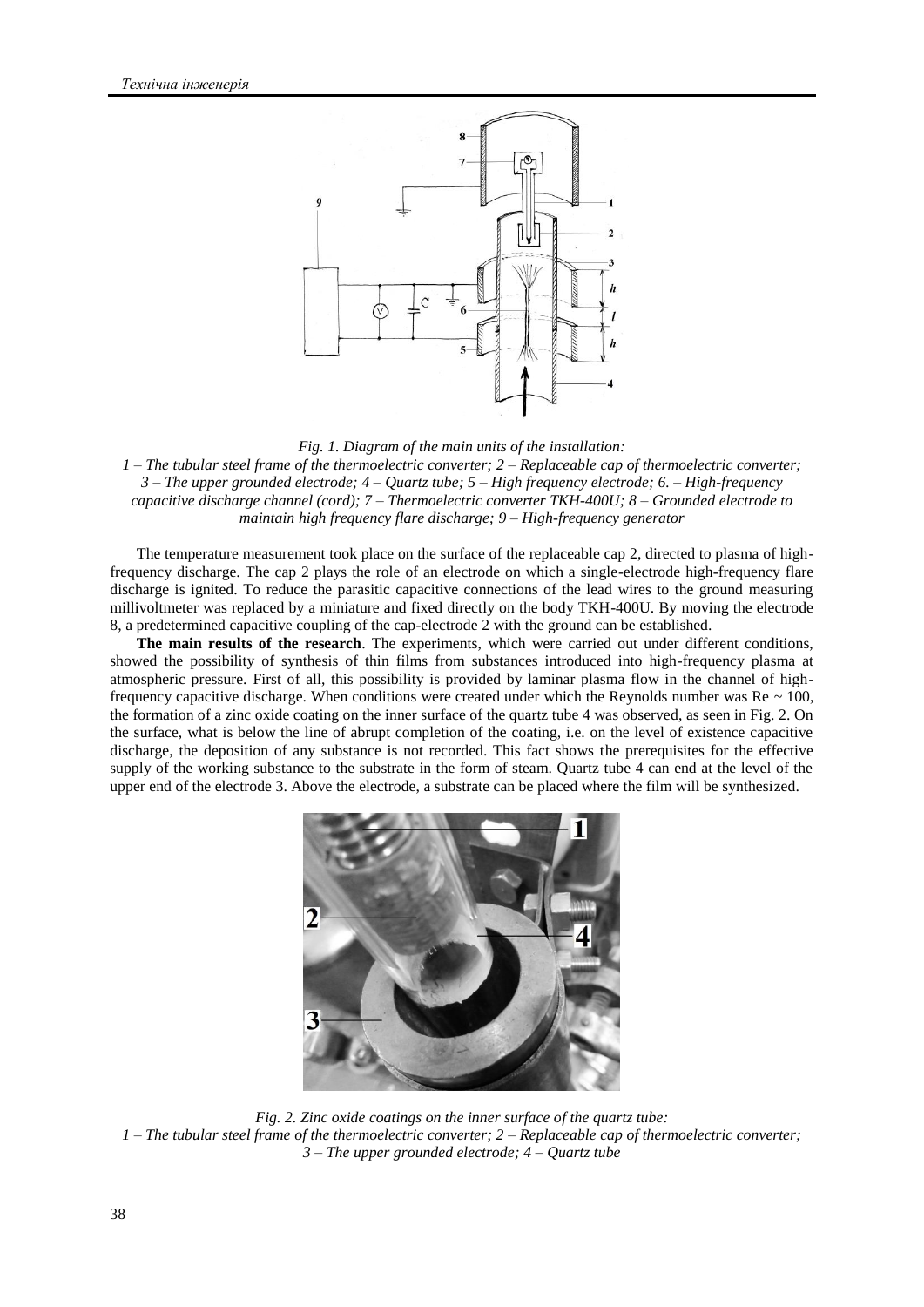*Fig. 1. Diagram of the main units of the installation:*
*1 – The tubular steel frame of the thermoelectric converter; 2 – Replaceable cap of thermoelectric converter; 3 – The upper grounded electrode; 4 – Quartz tube; 5 – High frequency electrode; 6. – High-frequency capacitive discharge channel (cord); 7 – Thermoelectric converter TKH-400U; 8 – Grounded electrode to maintain high frequency flare discharge; 9 – High-frequency generator*

The temperature measurement took place on the surface of the replaceable cap 2, directed to plasma of high-frequency discharge. The cap 2 plays the role of an electrode on which a single-electrode high-frequency flare discharge is ignited. To reduce the parasitic capacitive connections of the lead wires to the ground measuring millivoltmeter was replaced by a miniature and fixed directly on the body TKH-400U. By moving the electrode 8, a predetermined capacitive coupling of the cap-electrode 2 with the ground can be established.

**The main results of the research**. The experiments, which were carried out under different conditions, showed the possibility of synthesis of thin films from substances introduced into high-frequency plasma at atmospheric pressure. First of all, this possibility is provided by laminar plasma flow in the channel of high-frequency capacitive discharge. When conditions were created under which the Reynolds number was $Re \sim 100$, the formation of a zinc oxide coating on the inner surface of the quartz tube 4 was observed, as seen in Fig. 2. On the surface, what is below the line of abrupt completion of the coating, i.e. on the level of existence capacitive discharge, the deposition of any substance is not recorded. This fact shows the prerequisites for the effective supply of the working substance to the substrate in the form of steam. Quartz tube 4 can end at the level of the upper end of the electrode 3. Above the electrode, a substrate can be placed where the film will be synthesized.

*Fig. 2. Zinc oxide coatings on the inner surface of the quartz tube:*
*1 – The tubular steel frame of the thermoelectric converter; 2 – Replaceable cap of thermoelectric converter; 3 – The upper grounded electrode; 4 – Quartz tube*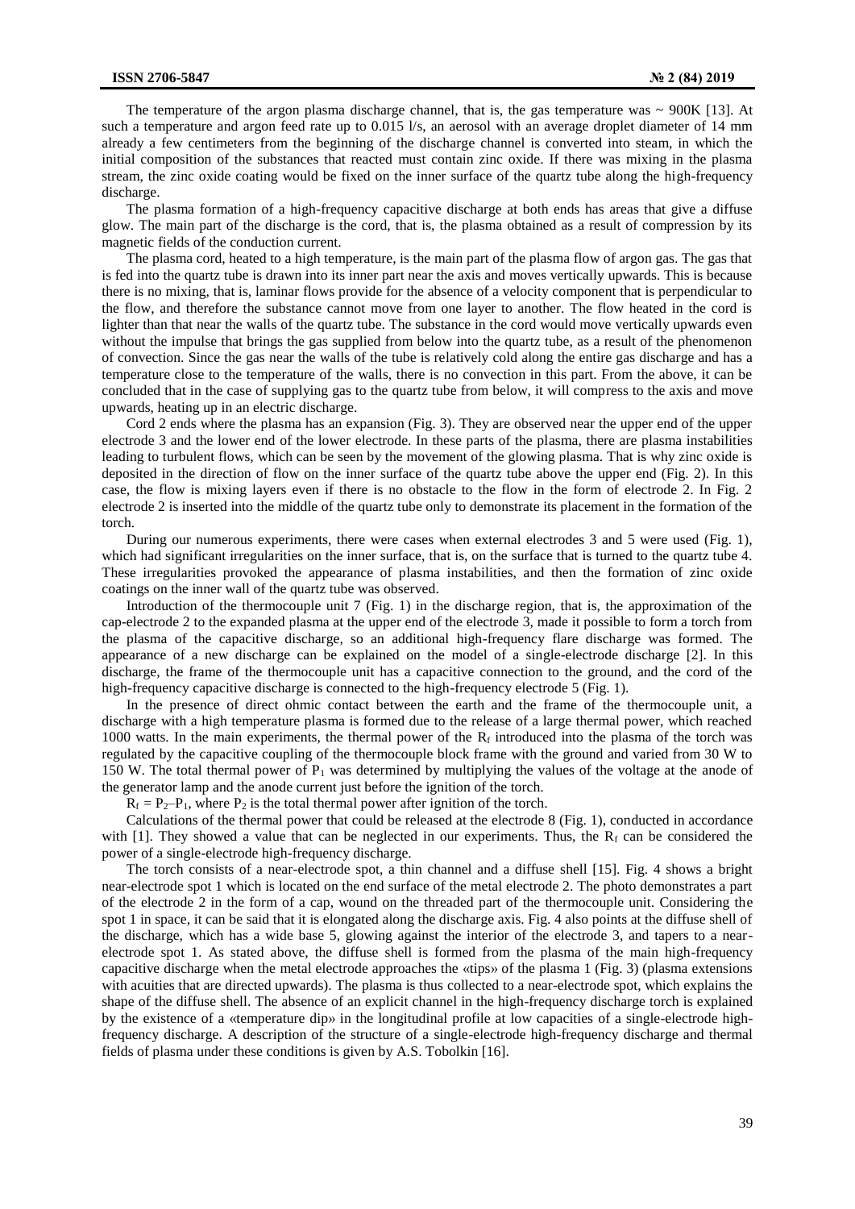The temperature of the argon plasma discharge channel, that is, the gas temperature was ~ 900K [13]. At such a temperature and argon feed rate up to 0.015 l/s, an aerosol with an average droplet diameter of 14 mm already a few centimeters from the beginning of the discharge channel is converted into steam, in which the initial composition of the substances that reacted must contain zinc oxide. If there was mixing in the plasma stream, the zinc oxide coating would be fixed on the inner surface of the quartz tube along the high-frequency discharge.

The plasma formation of a high-frequency capacitive discharge at both ends has areas that give a diffuse glow. The main part of the discharge is the cord, that is, the plasma obtained as a result of compression by its magnetic fields of the conduction current.

The plasma cord, heated to a high temperature, is the main part of the plasma flow of argon gas. The gas that is fed into the quartz tube is drawn into its inner part near the axis and moves vertically upwards. This is because there is no mixing, that is, laminar flows provide for the absence of a velocity component that is perpendicular to the flow, and therefore the substance cannot move from one layer to another. The flow heated in the cord is lighter than that near the walls of the quartz tube. The substance in the cord would move vertically upwards even without the impulse that brings the gas supplied from below into the quartz tube, as a result of the phenomenon of convection. Since the gas near the walls of the tube is relatively cold along the entire gas discharge and has a temperature close to the temperature of the walls, there is no convection in this part. From the above, it can be concluded that in the case of supplying gas to the quartz tube from below, it will compress to the axis and move upwards, heating up in an electric discharge.

Cord 2 ends where the plasma has an expansion (Fig. 3). They are observed near the upper end of the upper electrode 3 and the lower end of the lower electrode. In these parts of the plasma, there are plasma instabilities leading to turbulent flows, which can be seen by the movement of the glowing plasma. That is why zinc oxide is deposited in the direction of flow on the inner surface of the quartz tube above the upper end (Fig. 2). In this case, the flow is mixing layers even if there is no obstacle to the flow in the form of electrode 2. In Fig. 2 electrode 2 is inserted into the middle of the quartz tube only to demonstrate its placement in the formation of the torch.

During our numerous experiments, there were cases when external electrodes 3 and 5 were used (Fig. 1), which had significant irregularities on the inner surface, that is, on the surface that is turned to the quartz tube 4. These irregularities provoked the appearance of plasma instabilities, and then the formation of zinc oxide coatings on the inner wall of the quartz tube was observed.

Introduction of the thermocouple unit 7 (Fig. 1) in the discharge region, that is, the approximation of the cap-electrode 2 to the expanded plasma at the upper end of the electrode 3, made it possible to form a torch from the plasma of the capacitive discharge, so an additional high-frequency flare discharge was formed. The appearance of a new discharge can be explained on the model of a single-electrode discharge [2]. In this discharge, the frame of the thermocouple unit has a capacitive connection to the ground, and the cord of the high-frequency capacitive discharge is connected to the high-frequency electrode 5 (Fig. 1).

In the presence of direct ohmic contact between the earth and the frame of the thermocouple unit, a discharge with a high temperature plasma is formed due to the release of a large thermal power, which reached 1000 watts. In the main experiments, the thermal power of the $R_f$ introduced into the plasma of the torch was regulated by the capacitive coupling of the thermocouple block frame with the ground and varied from 30 W to 150 W. The total thermal power of $P_1$ was determined by multiplying the values of the voltage at the anode of the generator lamp and the anode current just before the ignition of the torch.

$R_f = P_2 – P_1$, where $P_2$ is the total thermal power after ignition of the torch.

Calculations of the thermal power that could be released at the electrode 8 (Fig. 1), conducted in accordance with [1]. They showed a value that can be neglected in our experiments. Thus, the $R_f$ can be considered the power of a single-electrode high-frequency discharge.

The torch consists of a near-electrode spot, a thin channel and a diffuse shell [15]. Fig. 4 shows a bright near-electrode spot 1 which is located on the end surface of the metal electrode 2. The photo demonstrates a part of the electrode 2 in the form of a cap, wound on the threaded part of the thermocouple unit. Considering the spot 1 in space, it can be said that it is elongated along the discharge axis. Fig. 4 also points at the diffuse shell of the discharge, which has a wide base 5, glowing against the interior of the electrode 3, and tapers to a near-electrode spot 1. As stated above, the diffuse shell is formed from the plasma of the main high-frequency capacitive discharge when the metal electrode approaches the «tips» of the plasma 1 (Fig. 3) (plasma extensions with acuities that are directed upwards). The plasma is thus collected to a near-electrode spot, which explains the shape of the diffuse shell. The absence of an explicit channel in the high-frequency discharge torch is explained by the existence of a «temperature dip» in the longitudinal profile at low capacities of a single-electrode high-frequency discharge. A description of the structure of a single-electrode high-frequency discharge and thermal fields of plasma under these conditions is given by A.S. Tobolkin [16].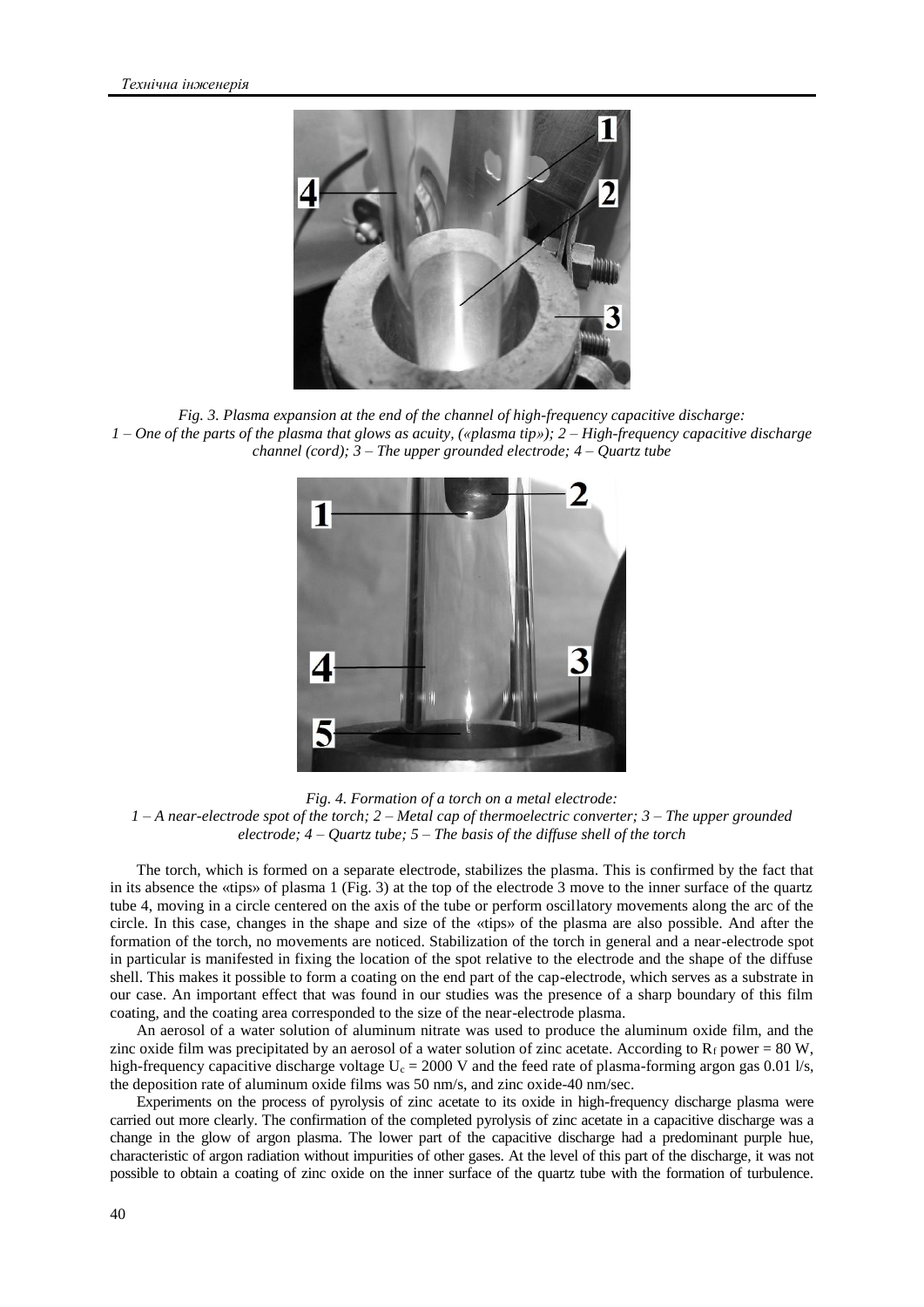*Fig. 3. Plasma expansion at the end of the channel of high-frequency capacitive discharge:*
*1 – One of the parts of the plasma that glows as acuity, («plasma tip»); 2 – High-frequency capacitive discharge channel (cord); 3 – The upper grounded electrode; 4 – Quartz tube*

*Fig. 4. Formation of a torch on a metal electrode:*
*1 – A near-electrode spot of the torch; 2 – Metal cap of thermoelectric converter; 3 – The upper grounded electrode; 4 – Quartz tube; 5 – The basis of the diffuse shell of the torch*

The torch, which is formed on a separate electrode, stabilizes the plasma. This is confirmed by the fact that in its absence the «tips» of plasma 1 (Fig. 3) at the top of the electrode 3 move to the inner surface of the quartz tube 4, moving in a circle centered on the axis of the tube or perform oscillatory movements along the arc of the circle. In this case, changes in the shape and size of the «tips» of the plasma are also possible. And after the formation of the torch, no movements are noticed. Stabilization of the torch in general and a near-electrode spot in particular is manifested in fixing the location of the spot relative to the electrode and the shape of the diffuse shell. This makes it possible to form a coating on the end part of the cap-electrode, which serves as a substrate in our case. An important effect that was found in our studies was the presence of a sharp boundary of this film coating, and the coating area corresponded to the size of the near-electrode plasma.

An aerosol of a water solution of aluminum nitrate was used to produce the aluminum oxide film, and the zinc oxide film was precipitated by an aerosol of a water solution of zinc acetate. According to $R_f$ power = 80 W, high-frequency capacitive discharge voltage $U_c$ = 2000 V and the feed rate of plasma-forming argon gas 0.01 l/s, the deposition rate of aluminum oxide films was 50 nm/s, and zinc oxide-40 nm/sec.

Experiments on the process of pyrolysis of zinc acetate to its oxide in high-frequency discharge plasma were carried out more clearly. The confirmation of the completed pyrolysis of zinc acetate in a capacitive discharge was a change in the glow of argon plasma. The lower part of the capacitive discharge had a predominant purple hue, characteristic of argon radiation without impurities of other gases. At the level of this part of the discharge, it was not possible to obtain a coating of zinc oxide on the inner surface of the quartz tube with the formation of turbulence.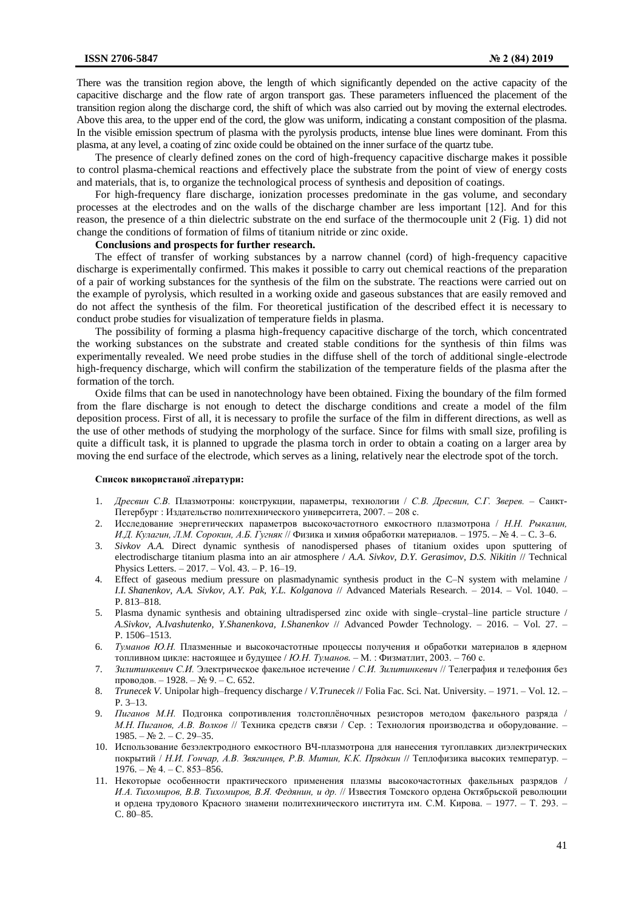There was the transition region above, the length of which significantly depended on the active capacity of the capacitive discharge and the flow rate of argon transport gas. These parameters influenced the placement of the transition region along the discharge cord, the shift of which was also carried out by moving the external electrodes. Above this area, to the upper end of the cord, the glow was uniform, indicating a constant composition of the plasma. In the visible emission spectrum of plasma with the pyrolysis products, intense blue lines were dominant. From this plasma, at any level, a coating of zinc oxide could be obtained on the inner surface of the quartz tube.

The presence of clearly defined zones on the cord of high-frequency capacitive discharge makes it possible to control plasma-chemical reactions and effectively place the substrate from the point of view of energy costs and materials, that is, to organize the technological process of synthesis and deposition of coatings.

For high-frequency flare discharge, ionization processes predominate in the gas volume, and secondary processes at the electrodes and on the walls of the discharge chamber are less important [12]. And for this reason, the presence of a thin dielectric substrate on the end surface of the thermocouple unit 2 (Fig. 1) did not change the conditions of formation of films of titanium nitride or zinc oxide.

**Conclusions and prospects for further research.**

The effect of transfer of working substances by a narrow channel (cord) of high-frequency capacitive discharge is experimentally confirmed. This makes it possible to carry out chemical reactions of the preparation of a pair of working substances for the synthesis of the film on the substrate. The reactions were carried out on the example of pyrolysis, which resulted in a working oxide and gaseous substances that are easily removed and do not affect the synthesis of the film. For theoretical justification of the described effect it is necessary to conduct probe studies for visualization of temperature fields in plasma.

The possibility of forming a plasma high-frequency capacitive discharge of the torch, which concentrated the working substances on the substrate and created stable conditions for the synthesis of thin films was experimentally revealed. We need probe studies in the diffuse shell of the torch of additional single-electrode high-frequency discharge, which will confirm the stabilization of the temperature fields of the plasma after the formation of the torch.

Oxide films that can be used in nanotechnology have been obtained. Fixing the boundary of the film formed from the flare discharge is not enough to detect the discharge conditions and create a model of the film deposition process. First of all, it is necessary to profile the surface of the film in different directions, as well as the use of other methods of studying the morphology of the surface. Since for films with small size, profiling is quite a difficult task, it is planned to upgrade the plasma torch in order to obtain a coating on a larger area by moving the end surface of the electrode, which serves as a lining, relatively near the electrode spot of the torch.

**Список використаної літератури:**

1. *Дресвин С.В.* Плазмотроны: конструкции, параметры, технологии / *С.В. Дресвин, С.Г. Зверев.* – Санкт-Петербург : Издательство политехнического университета, 2007. – 208 с.
2. Исследование энергетических параметров высокочастотного емкостного плазмотрона / *Н.Н. Рыкалин, И.Д. Кулагин, Л.М. Сорокин, А.Б. Гугняк* // Физика и химия обработки материалов. – 1975. – № 4. – С. 3–6.
3. *Sivkov A.A.* Direct dynamic synthesis of nanodispersed phases of titanium oxides upon sputtering of electrodischarge titanium plasma into an air atmosphere / *A.A. Sivkov, D.Y. Gerasimov, D.S. Nikitin* // Technical Physics Letters. – 2017. – Vol. 43. – P. 16–19.
4. Effect of gaseous medium pressure on plasmadynamic synthesis product in the C–N system with melamine / *I.I. Shanenkov, A.A. Sivkov, A.Y. Pak, Y.L. Kolganova* // Advanced Materials Research. – 2014. – Vol. 1040. – P. 813–818.
5. Plasma dynamic synthesis and obtaining ultradispersed zinc oxide with single–crystal–line particle structure / *A.Sivkov, A.Ivashutenko, Y.Shanenkova, I.Shanenkov* // Advanced Powder Technology. – 2016. – Vol. 27. – P. 1506–1513.
6. *Туманов Ю.Н.* Плазменные и высокочастотные процессы получения и обработки материалов в ядерном топливном цикле: настоящее и будущее / *Ю.Н. Туманов.* – М. : Физматлит, 2003. – 760 с.
7. *Зилитинкевич С.И.* Электрическое факельное истечение / *С.И. Зилитинкевич* // Телеграфия и телефония без проводов. – 1928. – № 9. – С. 652.
8. *Trunecek V.* Unipolar high–frequency discharge / *V.Trunecek* // Folia Fac. Sci. Nat. University. – 1971. – Vol. 12. – P. 3–13.
9. *Пиганов М.Н.* Подгонка сопротивления толстоплёночных резисторов методом факельного разряда / *М.Н. Пиганов, А.В. Волков* // Техника средств связи / Сер. : Технология производства и оборудование. – 1985. – № 2. – С. 29–35.
10. Использование безэлектродного емкостного ВЧ-плазмотрона для нанесения тугоплавких диэлектрических покрытий / *Н.И. Гончар, А.В. Звягинцев, Р.В. Митин, К.К. Прядкин* // Теплофизика высоких температур. – 1976. – № 4. – С. 853–856.
11. Некоторые особенности практического применения плазмы высокочастотных факельных разрядов / *И.А. Тихомиров, В.В. Тихомиров, В.Я. Федянин, и др.* // Известия Томского ордена Октябрьской революции и ордена трудового Красного знамени политехнического института им. С.М. Кирова. – 1977. – Т. 293. – С. 80–85.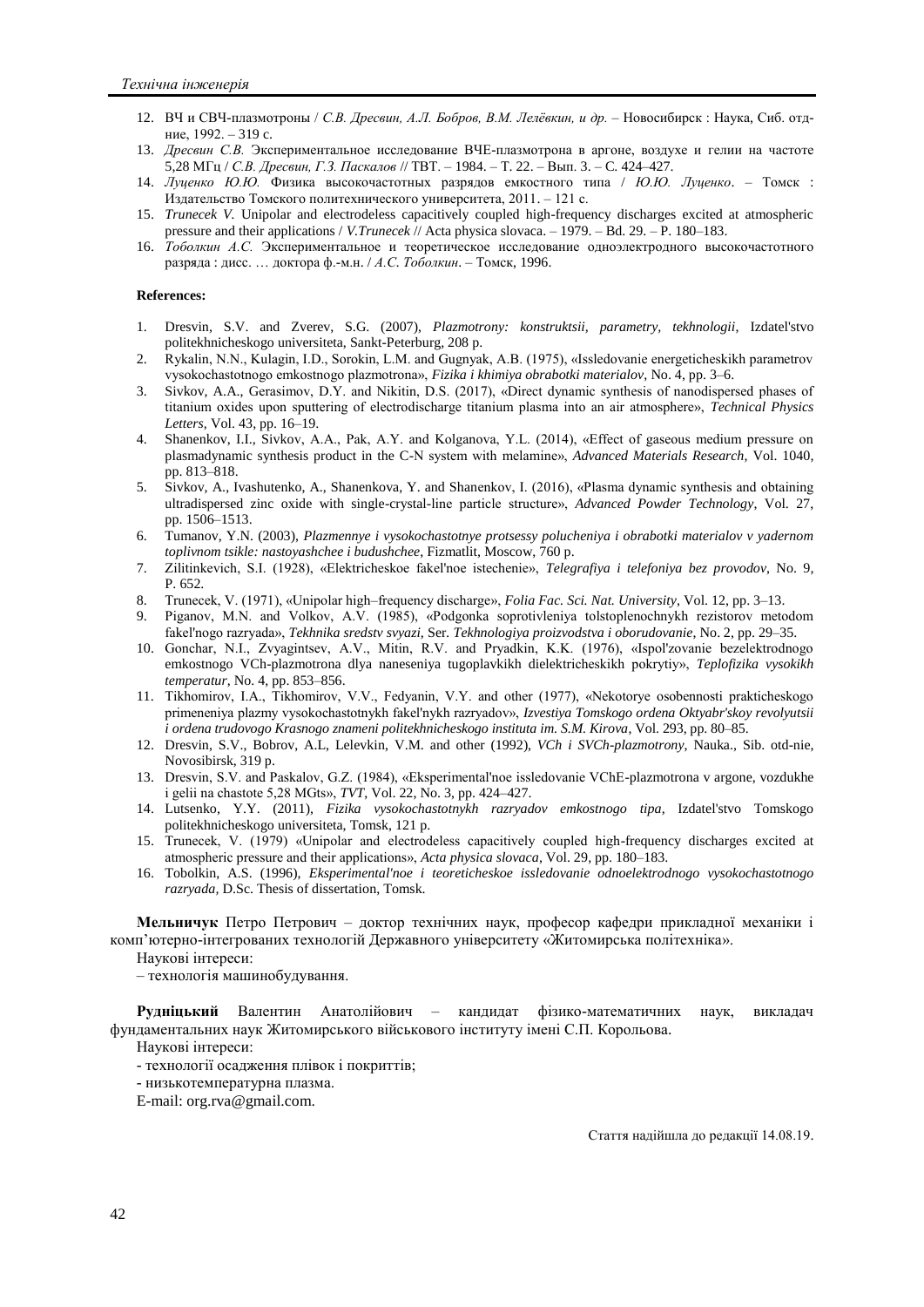12. ВЧ и СВЧ-плазмотроны / *С.В. Дресвин, А.Л. Бобров, В.М. Лелёвкин, и др.* – Новосибирск : Наука, Сиб. отд-ние, 1992. – 319 с.
13. *Дресвин С.В.* Экспериментальное исследование ВЧЕ-плазмотрона в аргоне, воздухе и гелии на частоте 5,28 МГц / *С.В. Дресвин, Г.З. Паскалов* // ТВТ. – 1984. – Т. 22. – Вып. 3. – С. 424–427.
14. *Луценко Ю.Ю.* Физика высокочастотных разрядов емкостного типа / *Ю.Ю. Луценко*. – Томск : Издательство Томского политехнического университета, 2011. – 121 с.
15. *Trunecek V.* Unipolar and electrodeless capacitively coupled high-frequency discharges excited at atmospheric pressure and their applications / *V.Trunecek* // Acta physica slovaca. – 1979. – Bd. 29. – P. 180–183.
16. *Тоболкин А.С.* Экспериментальное и теоретическое исследование одноэлектродного высокочастотного разряда : дисс. … доктора ф.-м.н. / *А.С. Тоболкин*. – Томск, 1996.

**References:**

1. Dresvin, S.V. and Zverev, S.G. (2007), *Plazmotrony: konstruktsii, parametry, tekhnologii*, Izdatel'stvo politekhnicheskogo universiteta, Sankt-Peterburg, 208 p.
2. Rykalin, N.N., Kulagin, I.D., Sorokin, L.M. and Gugnyak, A.B. (1975), «Issledovanie energeticheskikh parametrov vysokochastotnogo emkostnogo plazmotrona», *Fizika i khimiya obrabotki materialov*, No. 4, pp. 3–6.
3. Sivkov, A.A., Gerasimov, D.Y. and Nikitin, D.S. (2017), «Direct dynamic synthesis of nanodispersed phases of titanium oxides upon sputtering of electrodischarge titanium plasma into an air atmosphere», *Technical Physics Letters*, Vol. 43, pp. 16–19.
4. Shanenkov, I.I., Sivkov, A.A., Pak, A.Y. and Kolganova, Y.L. (2014), «Effect of gaseous medium pressure on plasmadynamic synthesis product in the C-N system with melamine», *Advanced Materials Research*, Vol. 1040, pp. 813–818.
5. Sivkov, A., Ivashutenko, A., Shanenkova, Y. and Shanenkov, I. (2016), «Plasma dynamic synthesis and obtaining ultradispersed zinc oxide with single-crystal-line particle structure», *Advanced Powder Technology*, Vol. 27, pp. 1506–1513.
6. Tumanov, Y.N. (2003), *Plazmennye i vysokochastotnye protsessy polucheniya i obrabotki materialov v yadernom toplivnom tsikle: nastoyashchee i budushchee*, Fizmatlit, Moscow, 760 p.
7. Zilitinkevich, S.I. (1928), «Elektricheskoe fakel'noe istechenie», *Telegrafiya i telefoniya bez provodov*, No. 9, P. 652.
8. Trunecek, V. (1971), «Unipolar high–frequency discharge», *Folia Fac. Sci. Nat. University*, Vol. 12, pp. 3–13.
9. Piganov, M.N. and Volkov, A.V. (1985), «Podgonka soprotivleniya tolstoplenochnykh rezistorov metodom fakel'nogo razryada», *Tekhnika sredstv svyazi*, Ser. *Tekhnologiya proizvodstva i oborudovanie*, No. 2, pp. 29–35.
10. Gonchar, N.I., Zvyagintsev, A.V., Mitin, R.V. and Pryadkin, K.K. (1976), «Ispol'zovanie bezelektrodnogo emkostnogo VCh-plazmotrona dlya naneseniya tugoplavkikh dielektricheskikh pokrytiy», *Teplofizika vysokikh temperatur*, No. 4, pp. 853–856.
11. Tikhomirov, I.A., Tikhomirov, V.V., Fedyanin, V.Y. and other (1977), «Nekotorye osobennosti prakticheskogo primeneniya plazmy vysokochastotnykh fakel'nykh razryadov», *Izvestiya Tomskogo ordena Oktyabr'skoy revolyutsii i ordena trudovogo Krasnogo znameni politekhnicheskogo instituta im. S.M. Kirova*, Vol. 293, pp. 80–85.
12. Dresvin, S.V., Bobrov, A.L, Lelevkin, V.M. and other (1992), *VCh i SVCh-plazmotrony*, Nauka., Sib. otd-nie, Novosibirsk, 319 p.
13. Dresvin, S.V. and Paskalov, G.Z. (1984), «Eksperimental'noe issledovanie VChE-plazmotrona v argone, vozdukhe i gelii na chastote 5,28 MGts», *TVT*, Vol. 22, No. 3, pp. 424–427.
14. Lutsenko, Y.Y. (2011), *Fizika vysokochastotnykh razryadov emkostnogo tipa*, Izdatel'stvo Tomskogo politekhnicheskogo universiteta, Tomsk, 121 p.
15. Trunecek, V. (1979) «Unipolar and electrodeless capacitively coupled high-frequency discharges excited at atmospheric pressure and their applications», *Acta physica slovaca*, Vol. 29, pp. 180–183.
16. Tobolkin, A.S. (1996), *Eksperimental'noe i teoreticheskoe issledovanie odnoelektrodnogo vysokochastotnogo razryada*, D.Sc. Thesis of dissertation, Tomsk.

**Мельничук** Петро Петрович – доктор технічних наук, професор кафедри прикладної механіки і комп’ютерно-інтегрованих технологій Державного університету «Житомирська політехніка».

Наукові інтереси:

– технологія машинобудування.

**Рудніцький** Валентин Анатолійович – кандидат фізико-математичних наук, викладач фундаментальних наук Житомирського військового інституту імені С.П. Корольова.

Наукові інтереси:

- технології осадження плівок і покриттів;
- низькотемпературна плазма.

E-mail: org.rva@gmail.com.

Стаття надійшла до редакції 14.08.19.